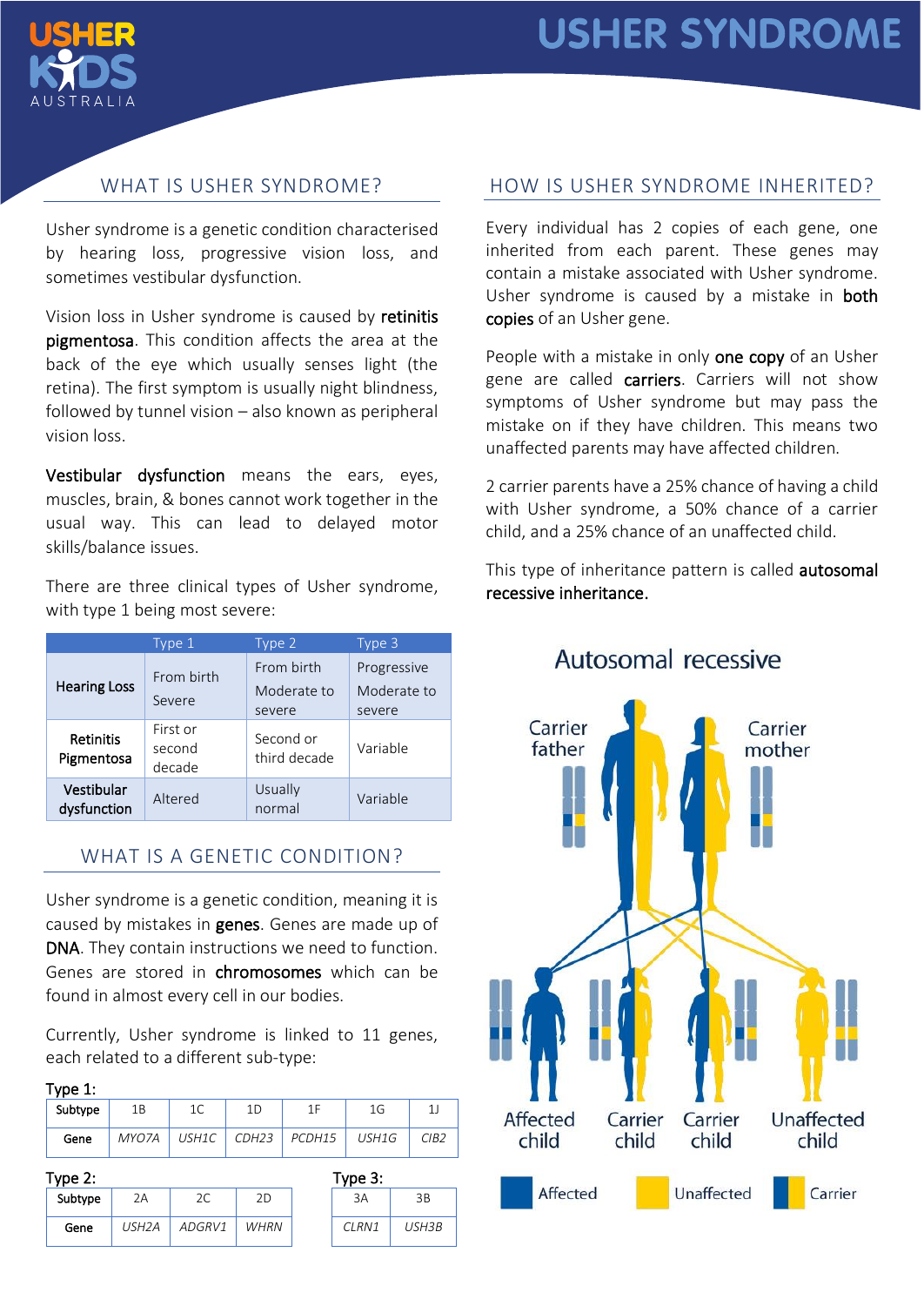# USHER SYNDROME

## WHAT IS USHER SYNDROME?

Usher syndrome is a genetic condition characterised by hearing loss, progressive vision loss, and sometimes vestibular dysfunction.

Vision loss in Usher syndrome is caused by **retinitis pigmentosa**. This condition affects the area at the back of the eye which usually senses light (the retina). The first symptom is usually night blindness, followed by tunnel vision – also known as peripheral vision loss.

**Vestibular dysfunction** means the ears, eyes, muscles, brain, & bones cannot work together in the usual way. This can lead to delayed motor skills/balance issues.

There are three clinical types of Usher syndrome, with type 1 being most severe:

| | Type 1 | Type 2 | Type 3 |
|---|---|---|---|
| **Hearing Loss** | From birth<br>Severe | From birth<br>Moderate to severe | Progressive<br>Moderate to severe |
| **Retinitis Pigmentosa** | First or second decade | Second or third decade | Variable |
| **Vestibular dysfunction** | Altered | Usually normal | Variable |

## WHAT IS A GENETIC CONDITION?

Usher syndrome is a genetic condition, meaning it is caused by mistakes in **genes**. Genes are made up of **DNA**. They contain instructions we need to function. Genes are stored in **chromosomes** which can be found in almost every cell in our bodies.

Currently, Usher syndrome is linked to 11 genes, each related to a different sub-type:

Type 1:

| Subtype | 1B | 1C | 1D | 1F | 1G | 1J |
|---|---|---|---|---|---|---|
| Gene | *MYO7A* | *USH1C* | *CDH23* | *PCDH15* | *USH1G* | *CIB2* |

Type 2:

| Subtype | 2A | 2C | 2D |
|---|---|---|---|
| Gene | *USH2A* | *ADGRV1* | *WHRN* |

Type 3:

| 3A | 3B |
|---|---|
| *CLRN1* | *USH3B* |

## HOW IS USHER SYNDROME INHERITED?

Every individual has 2 copies of each gene, one inherited from each parent. These genes may contain a mistake associated with Usher syndrome. Usher syndrome is caused by a mistake in **both copies** of an Usher gene.

People with a mistake in only **one copy** of an Usher gene are called **carriers**. Carriers will not show symptoms of Usher syndrome but may pass the mistake on if they have children. This means two unaffected parents may have affected children.

2 carrier parents have a 25% chance of having a child with Usher syndrome, a 50% chance of a carrier child, and a 25% chance of an unaffected child.

This type of inheritance pattern is called **autosomal recessive inheritance.**

Autosomal recessive

Carrier father · Carrier mother

Affected child · Carrier child · Carrier child · Unaffected child

Affected · Unaffected · Carrier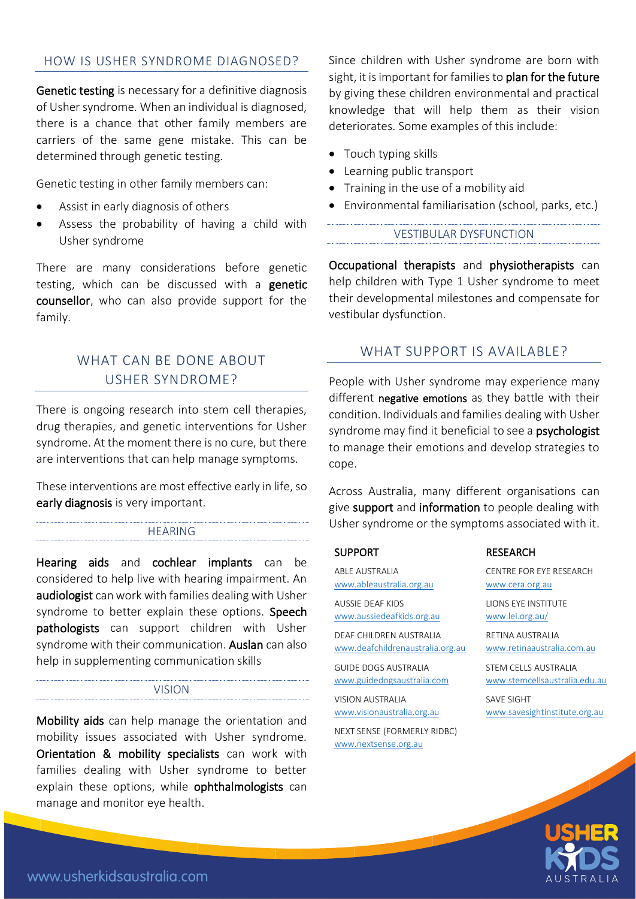## HOW IS USHER SYNDROME DIAGNOSED?

**Genetic testing** is necessary for a definitive diagnosis of Usher syndrome. When an individual is diagnosed, there is a chance that other family members are carriers of the same gene mistake. This can be determined through genetic testing.

Genetic testing in other family members can:

- Assist in early diagnosis of others
- Assess the probability of having a child with Usher syndrome

There are many considerations before genetic testing, which can be discussed with a **genetic counsellor**, who can also provide support for the family.

## WHAT CAN BE DONE ABOUT USHER SYNDROME?

There is ongoing research into stem cell therapies, drug therapies, and genetic interventions for Usher syndrome. At the moment there is no cure, but there are interventions that can help manage symptoms.

These interventions are most effective early in life, so **early diagnosis** is very important.

### HEARING

**Hearing aids** and **cochlear implants** can be considered to help live with hearing impairment. An **audiologist** can work with families dealing with Usher syndrome to better explain these options. **Speech pathologists** can support children with Usher syndrome with their communication. **Auslan** can also help in supplementing communication skills

### VISION

**Mobility aids** can help manage the orientation and mobility issues associated with Usher syndrome. **Orientation & mobility specialists** can work with families dealing with Usher syndrome to better explain these options, while **ophthalmologists** can manage and monitor eye health.

Since children with Usher syndrome are born with sight, it is important for families to **plan for the future** by giving these children environmental and practical knowledge that will help them as their vision deteriorates. Some examples of this include:

- Touch typing skills
- Learning public transport
- Training in the use of a mobility aid
- Environmental familiarisation (school, parks, etc.)

### VESTIBULAR DYSFUNCTION

**Occupational therapists** and **physiotherapists** can help children with Type 1 Usher syndrome to meet their developmental milestones and compensate for vestibular dysfunction.

## WHAT SUPPORT IS AVAILABLE?

People with Usher syndrome may experience many different **negative emotions** as they battle with their condition. Individuals and families dealing with Usher syndrome may find it beneficial to see a **psychologist** to manage their emotions and develop strategies to cope.

Across Australia, many different organisations can give **support** and **information** to people dealing with Usher syndrome or the symptoms associated with it.

### SUPPORT

ABLE AUSTRALIA
www.ableaustralia.org.au

AUSSIE DEAF KIDS
www.aussiedeafkids.org.au

DEAF CHILDREN AUSTRALIA
www.deafchildrenaustralia.org.au

GUIDE DOGS AUSTRALIA
www.guidedogsaustralia.com

VISION AUSTRALIA
www.visionaustralia.org.au

NEXT SENSE (FORMERLY RIDBC)
www.nextsense.org.au

### RESEARCH

CENTRE FOR EYE RESEARCH
www.cera.org.au

LIONS EYE INSTITUTE
www.lei.org.au/

RETINA AUSTRALIA
www.retinaaustralia.com.au

STEM CELLS AUSTRALIA
www.stemcellsaustralia.edu.au

SAVE SIGHT
www.savesightinstitute.org.au

www.usherkidsaustralia.com

USHER KIDS AUSTRALIA